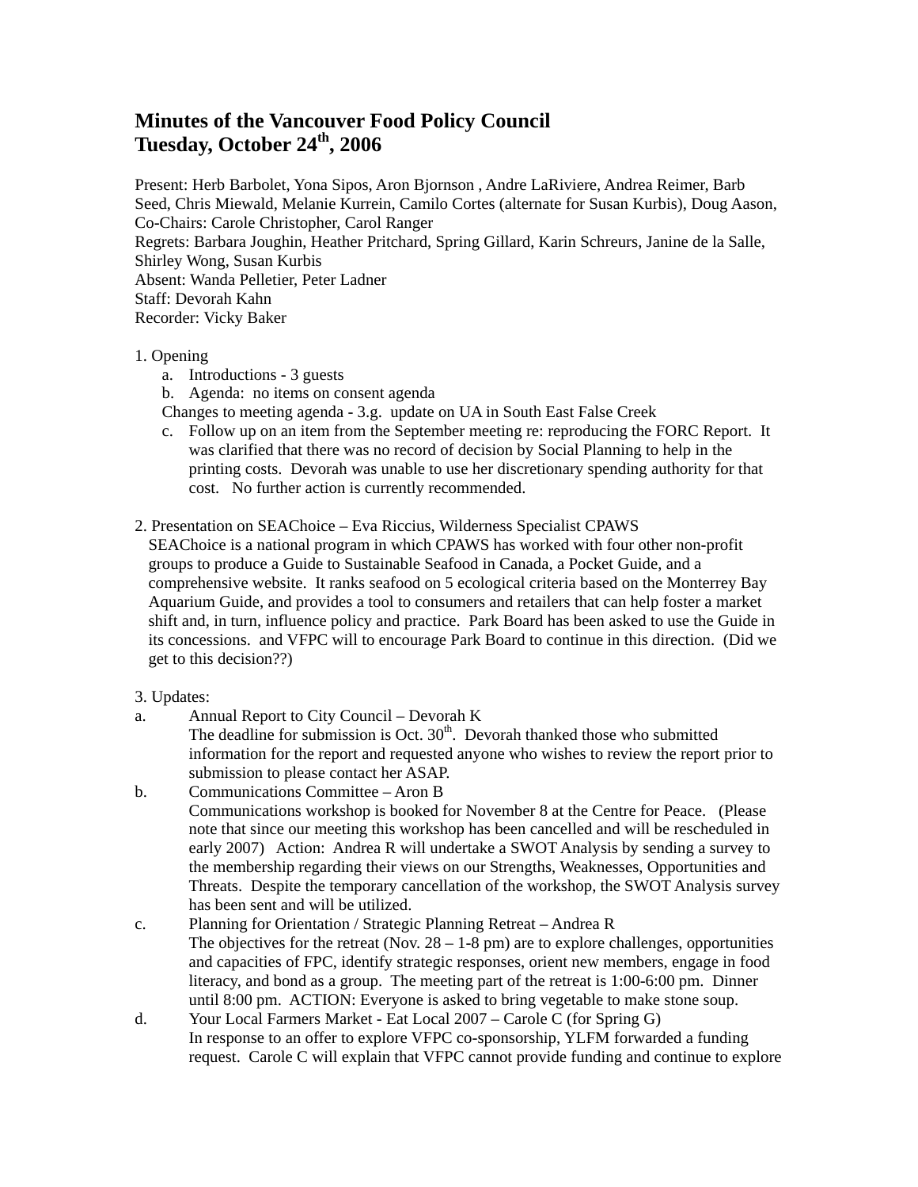# Minutes of the Vancouver Food Policy Council
# Tuesday, October 24th, 2006

Present: Herb Barbolet, Yona Sipos, Aron Bjornson , Andre LaRiviere, Andrea Reimer, Barb Seed, Chris Miewald, Melanie Kurrein, Camilo Cortes (alternate for Susan Kurbis), Doug Aason, Co-Chairs: Carole Christopher, Carol Ranger
Regrets: Barbara Joughin, Heather Pritchard, Spring Gillard, Karin Schreurs, Janine de la Salle, Shirley Wong, Susan Kurbis
Absent: Wanda Pelletier, Peter Ladner
Staff: Devorah Kahn
Recorder: Vicky Baker

1. Opening
   a. Introductions - 3 guests
   b. Agenda: no items on consent agenda
   Changes to meeting agenda - 3.g. update on UA in South East False Creek
   c. Follow up on an item from the September meeting re: reproducing the FORC Report. It was clarified that there was no record of decision by Social Planning to help in the printing costs. Devorah was unable to use her discretionary spending authority for that cost. No further action is currently recommended.

2. Presentation on SEAChoice – Eva Riccius, Wilderness Specialist CPAWS
   SEAChoice is a national program in which CPAWS has worked with four other non-profit groups to produce a Guide to Sustainable Seafood in Canada, a Pocket Guide, and a comprehensive website. It ranks seafood on 5 ecological criteria based on the Monterrey Bay Aquarium Guide, and provides a tool to consumers and retailers that can help foster a market shift and, in turn, influence policy and practice. Park Board has been asked to use the Guide in its concessions. and VFPC will to encourage Park Board to continue in this direction. (Did we get to this decision??)

3. Updates:

a. Annual Report to City Council – Devorah K
   The deadline for submission is Oct. 30th. Devorah thanked those who submitted information for the report and requested anyone who wishes to review the report prior to submission to please contact her ASAP.

b. Communications Committee – Aron B
   Communications workshop is booked for November 8 at the Centre for Peace. (Please note that since our meeting this workshop has been cancelled and will be rescheduled in early 2007) Action: Andrea R will undertake a SWOT Analysis by sending a survey to the membership regarding their views on our Strengths, Weaknesses, Opportunities and Threats. Despite the temporary cancellation of the workshop, the SWOT Analysis survey has been sent and will be utilized.

c. Planning for Orientation / Strategic Planning Retreat – Andrea R
   The objectives for the retreat (Nov. 28 – 1-8 pm) are to explore challenges, opportunities and capacities of FPC, identify strategic responses, orient new members, engage in food literacy, and bond as a group. The meeting part of the retreat is 1:00-6:00 pm. Dinner until 8:00 pm. ACTION: Everyone is asked to bring vegetable to make stone soup.

d. Your Local Farmers Market - Eat Local 2007 – Carole C (for Spring G)
   In response to an offer to explore VFPC co-sponsorship, YLFM forwarded a funding request. Carole C will explain that VFPC cannot provide funding and continue to explore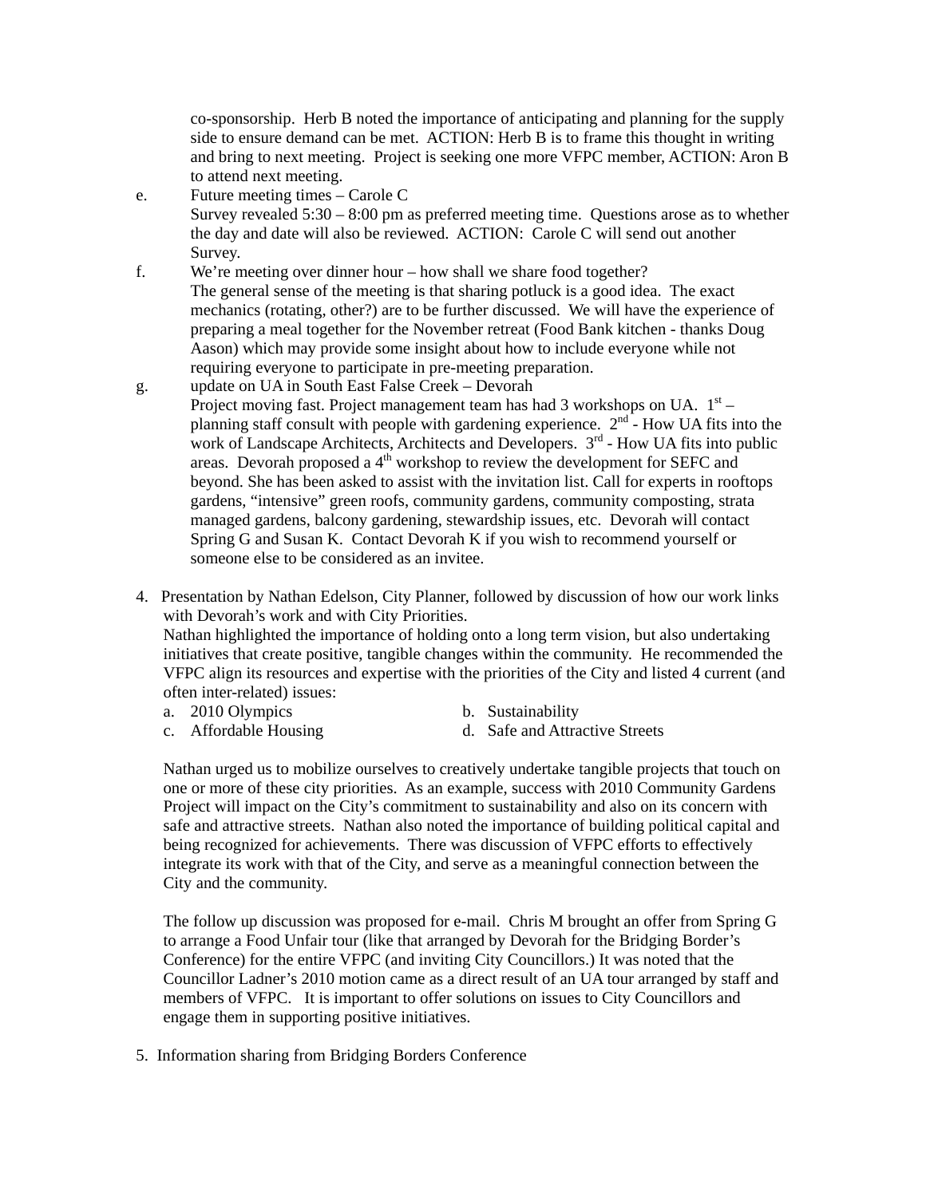co-sponsorship. Herb B noted the importance of anticipating and planning for the supply side to ensure demand can be met. ACTION: Herb B is to frame this thought in writing and bring to next meeting. Project is seeking one more VFPC member, ACTION: Aron B to attend next meeting.

e. Future meeting times – Carole C
Survey revealed 5:30 – 8:00 pm as preferred meeting time. Questions arose as to whether the day and date will also be reviewed. ACTION: Carole C will send out another Survey.

f. We're meeting over dinner hour – how shall we share food together?
The general sense of the meeting is that sharing potluck is a good idea. The exact mechanics (rotating, other?) are to be further discussed. We will have the experience of preparing a meal together for the November retreat (Food Bank kitchen - thanks Doug Aason) which may provide some insight about how to include everyone while not requiring everyone to participate in pre-meeting preparation.

g. update on UA in South East False Creek – Devorah
Project moving fast. Project management team has had 3 workshops on UA. 1st – planning staff consult with people with gardening experience. 2nd - How UA fits into the work of Landscape Architects, Architects and Developers. 3rd - How UA fits into public areas. Devorah proposed a 4th workshop to review the development for SEFC and beyond. She has been asked to assist with the invitation list. Call for experts in rooftops gardens, "intensive" green roofs, community gardens, community composting, strata managed gardens, balcony gardening, stewardship issues, etc. Devorah will contact Spring G and Susan K. Contact Devorah K if you wish to recommend yourself or someone else to be considered as an invitee.

4. Presentation by Nathan Edelson, City Planner, followed by discussion of how our work links with Devorah's work and with City Priorities.
Nathan highlighted the importance of holding onto a long term vision, but also undertaking initiatives that create positive, tangible changes within the community. He recommended the VFPC align its resources and expertise with the priorities of the City and listed 4 current (and often inter-related) issues:
   a. 2010 Olympics
   b. Sustainability
   c. Affordable Housing
   d. Safe and Attractive Streets

   Nathan urged us to mobilize ourselves to creatively undertake tangible projects that touch on one or more of these city priorities. As an example, success with 2010 Community Gardens Project will impact on the City's commitment to sustainability and also on its concern with safe and attractive streets. Nathan also noted the importance of building political capital and being recognized for achievements. There was discussion of VFPC efforts to effectively integrate its work with that of the City, and serve as a meaningful connection between the City and the community.

   The follow up discussion was proposed for e-mail. Chris M brought an offer from Spring G to arrange a Food Unfair tour (like that arranged by Devorah for the Bridging Border's Conference) for the entire VFPC (and inviting City Councillors.) It was noted that the Councillor Ladner's 2010 motion came as a direct result of an UA tour arranged by staff and members of VFPC. It is important to offer solutions on issues to City Councillors and engage them in supporting positive initiatives.

5. Information sharing from Bridging Borders Conference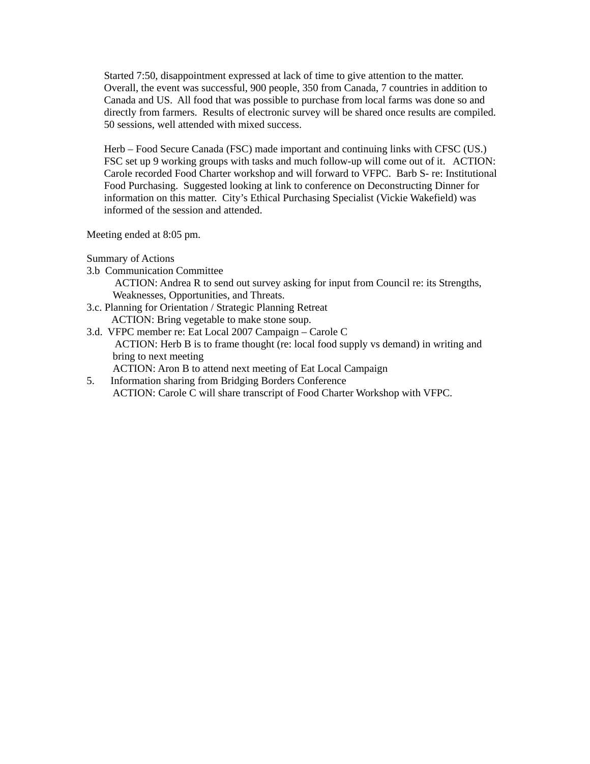Started 7:50, disappointment expressed at lack of time to give attention to the matter. Overall, the event was successful, 900 people, 350 from Canada, 7 countries in addition to Canada and US. All food that was possible to purchase from local farms was done so and directly from farmers. Results of electronic survey will be shared once results are compiled. 50 sessions, well attended with mixed success.

Herb – Food Secure Canada (FSC) made important and continuing links with CFSC (US.) FSC set up 9 working groups with tasks and much follow-up will come out of it. ACTION: Carole recorded Food Charter workshop and will forward to VFPC. Barb S- re: Institutional Food Purchasing. Suggested looking at link to conference on Deconstructing Dinner for information on this matter. City's Ethical Purchasing Specialist (Vickie Wakefield) was informed of the session and attended.

Meeting ended at 8:05 pm.

Summary of Actions

3.b Communication Committee
ACTION: Andrea R to send out survey asking for input from Council re: its Strengths, Weaknesses, Opportunities, and Threats.

3.c. Planning for Orientation / Strategic Planning Retreat
ACTION: Bring vegetable to make stone soup.

3.d. VFPC member re: Eat Local 2007 Campaign – Carole C
ACTION: Herb B is to frame thought (re: local food supply vs demand) in writing and bring to next meeting
ACTION: Aron B to attend next meeting of Eat Local Campaign

5. Information sharing from Bridging Borders Conference
ACTION: Carole C will share transcript of Food Charter Workshop with VFPC.